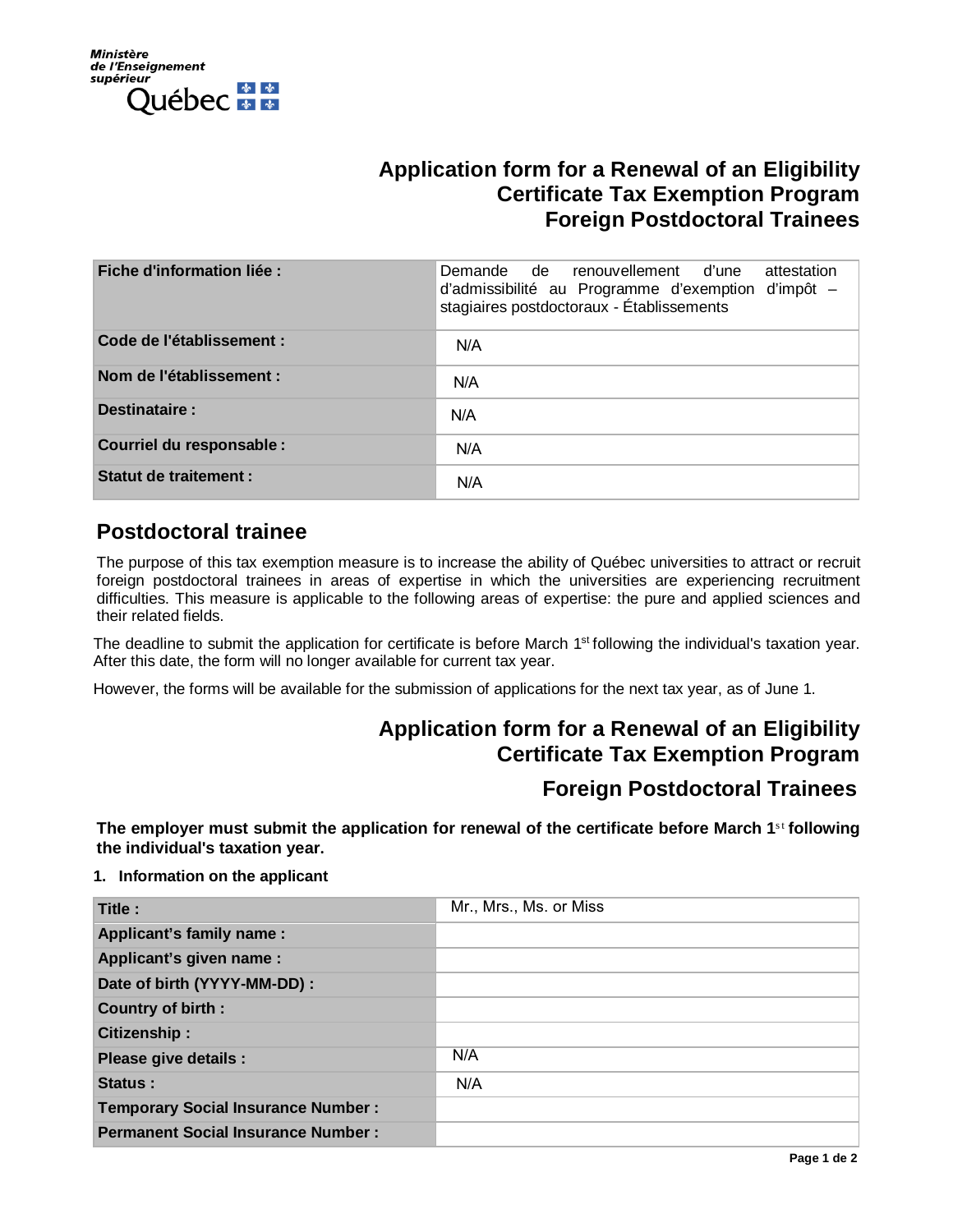Ministère de l'Enseignement supérieur Québec

# Application form for a Renewal of an Eligibility Certificate Tax Exemption Program Foreign Postdoctoral Trainees

| | |
|---|---|
| **Fiche d'information liée :** | Demande de renouvellement d'une attestation d'admissibilité au Programme d'exemption d'impôt – stagiaires postdoctoraux - Établissements |
| **Code de l'établissement :** | N/A |
| **Nom de l'établissement :** | N/A |
| **Destinataire :** | N/A |
| **Courriel du responsable :** | N/A |
| **Statut de traitement :** | N/A |

## Postdoctoral trainee

The purpose of this tax exemption measure is to increase the ability of Québec universities to attract or recruit foreign postdoctoral trainees in areas of expertise in which the universities are experiencing recruitment difficulties. This measure is applicable to the following areas of expertise: the pure and applied sciences and their related fields.

The deadline to submit the application for certificate is before March 1st following the individual's taxation year. After this date, the form will no longer available for current tax year.

However, the forms will be available for the submission of applications for the next tax year, as of June 1.

## Application form for a Renewal of an Eligibility Certificate Tax Exemption Program

## Foreign Postdoctoral Trainees

**The employer must submit the application for renewal of the certificate before March 1st following the individual's taxation year.**

**1. Information on the applicant**

| | |
|---|---|
| **Title :** | Mr., Mrs., Ms. or Miss |
| **Applicant's family name :** | |
| **Applicant's given name :** | |
| **Date of birth (YYYY-MM-DD) :** | |
| **Country of birth :** | |
| **Citizenship :** | |
| **Please give details :** | N/A |
| **Status :** | N/A |
| **Temporary Social Insurance Number :** | |
| **Permanent Social Insurance Number :** | |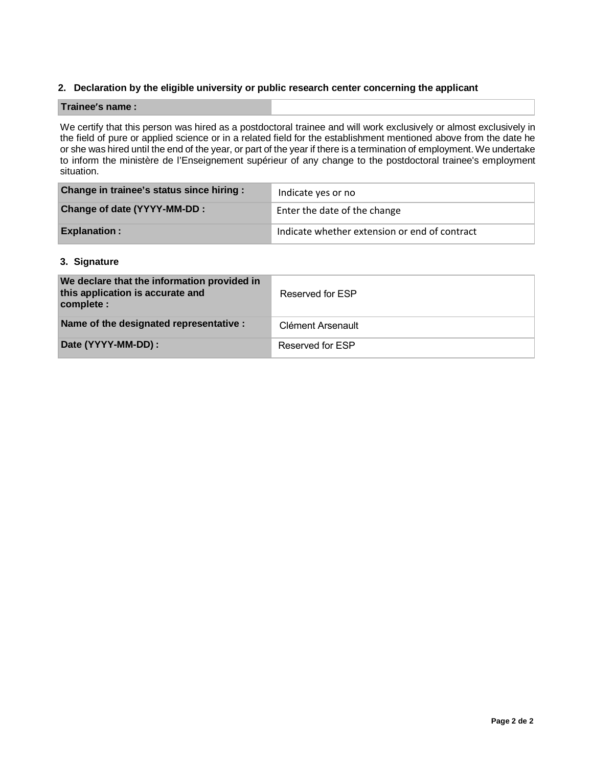## 2. Declaration by the eligible university or public research center concerning the applicant

| | |
|---|---|
| **Trainee's name :** | |

We certify that this person was hired as a postdoctoral trainee and will work exclusively or almost exclusively in the field of pure or applied science or in a related field for the establishment mentioned above from the date he or she was hired until the end of the year, or part of the year if there is a termination of employment. We undertake to inform the ministère de l'Enseignement supérieur of any change to the postdoctoral trainee's employment situation.

| | |
|---|---|
| **Change in trainee's status since hiring :** | Indicate yes or no |
| **Change of date (YYYY-MM-DD :** | Enter the date of the change |
| **Explanation :** | Indicate whether extension or end of contract |

## 3. Signature

| | |
|---|---|
| **We declare that the information provided in this application is accurate and complete :** | Reserved for ESP |
| **Name of the designated representative :** | Clément Arsenault |
| **Date (YYYY-MM-DD) :** | Reserved for ESP |